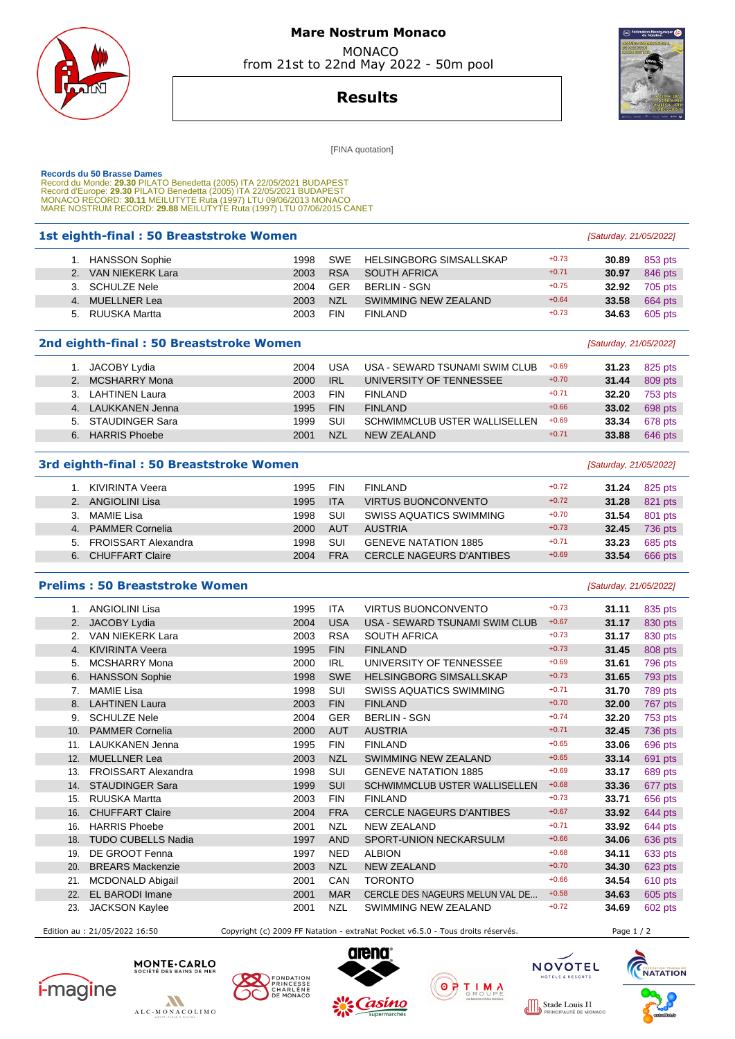# Mare Nostrum Monaco

MONACO
from 21st to 22nd May 2022 - 50m pool

## Results

[FINA quotation]

**Records du 50 Brasse Dames**
Record du Monde: **29.30** PILATO Benedetta (2005) ITA 22/05/2021 BUDAPEST
Record d'Europe: **29.30** PILATO Benedetta (2005) ITA 22/05/2021 BUDAPEST
MONACO RECORD: **30.11** MEILUTYTE Ruta (1997) LTU 09/06/2013 MONACO
MARE NOSTRUM RECORD: **29.88** MEILUTYTE Ruta (1997) LTU 07/06/2015 CANET

### 1st eighth-final : 50 Breaststroke Women

*[Saturday, 21/05/2022]*

| Rank | Name | Year | Nat | Club | RT | Time | Points |
|---|---|---|---|---|---|---|---|
| 1. | HANSSON Sophie | 1998 | SWE | HELSINGBORG SIMSALLSKAP | +0.73 | **30.89** | 853 pts |
| 2. | VAN NIEKERK Lara | 2003 | RSA | SOUTH AFRICA | +0.71 | **30.97** | 846 pts |
| 3. | SCHULZE Nele | 2004 | GER | BERLIN - SGN | +0.75 | **32.92** | 705 pts |
| 4. | MUELLNER Lea | 2003 | NZL | SWIMMING NEW ZEALAND | +0.64 | **33.58** | 664 pts |
| 5. | RUUSKA Martta | 2003 | FIN | FINLAND | +0.73 | **34.63** | 605 pts |

### 2nd eighth-final : 50 Breaststroke Women

*[Saturday, 21/05/2022]*

| Rank | Name | Year | Nat | Club | RT | Time | Points |
|---|---|---|---|---|---|---|---|
| 1. | JACOBY Lydia | 2004 | USA | USA - SEWARD TSUNAMI SWIM CLUB | +0.69 | **31.23** | 825 pts |
| 2. | MCSHARRY Mona | 2000 | IRL | UNIVERSITY OF TENNESSEE | +0.70 | **31.44** | 809 pts |
| 3. | LAHTINEN Laura | 2003 | FIN | FINLAND | +0.71 | **32.20** | 753 pts |
| 4. | LAUKKANEN Jenna | 1995 | FIN | FINLAND | +0.66 | **33.02** | 698 pts |
| 5. | STAUDINGER Sara | 1999 | SUI | SCHWIMMCLUB USTER WALLISELLEN | +0.69 | **33.34** | 678 pts |
| 6. | HARRIS Phoebe | 2001 | NZL | NEW ZEALAND | +0.71 | **33.88** | 646 pts |

### 3rd eighth-final : 50 Breaststroke Women

*[Saturday, 21/05/2022]*

| Rank | Name | Year | Nat | Club | RT | Time | Points |
|---|---|---|---|---|---|---|---|
| 1. | KIVIRINTA Veera | 1995 | FIN | FINLAND | +0.72 | **31.24** | 825 pts |
| 2. | ANGIOLINI Lisa | 1995 | ITA | VIRTUS BUONCONVENTO | +0.72 | **31.28** | 821 pts |
| 3. | MAMIE Lisa | 1998 | SUI | SWISS AQUATICS SWIMMING | +0.70 | **31.54** | 801 pts |
| 4. | PAMMER Cornelia | 2000 | AUT | AUSTRIA | +0.73 | **32.45** | 736 pts |
| 5. | FROISSART Alexandra | 1998 | SUI | GENEVE NATATION 1885 | +0.71 | **33.23** | 685 pts |
| 6. | CHUFFART Claire | 2004 | FRA | CERCLE NAGEURS D'ANTIBES | +0.69 | **33.54** | 666 pts |

### Prelims : 50 Breaststroke Women

*[Saturday, 21/05/2022]*

| Rank | Name | Year | Nat | Club | RT | Time | Points |
|---|---|---|---|---|---|---|---|
| 1. | ANGIOLINI Lisa | 1995 | ITA | VIRTUS BUONCONVENTO | +0.73 | **31.11** | 835 pts |
| 2. | JACOBY Lydia | 2004 | USA | USA - SEWARD TSUNAMI SWIM CLUB | +0.67 | **31.17** | 830 pts |
| 2. | VAN NIEKERK Lara | 2003 | RSA | SOUTH AFRICA | +0.73 | **31.17** | 830 pts |
| 4. | KIVIRINTA Veera | 1995 | FIN | FINLAND | +0.73 | **31.45** | 808 pts |
| 5. | MCSHARRY Mona | 2000 | IRL | UNIVERSITY OF TENNESSEE | +0.69 | **31.61** | 796 pts |
| 6. | HANSSON Sophie | 1998 | SWE | HELSINGBORG SIMSALLSKAP | +0.73 | **31.65** | 793 pts |
| 7. | MAMIE Lisa | 1998 | SUI | SWISS AQUATICS SWIMMING | +0.71 | **31.70** | 789 pts |
| 8. | LAHTINEN Laura | 2003 | FIN | FINLAND | +0.70 | **32.00** | 767 pts |
| 9. | SCHULZE Nele | 2004 | GER | BERLIN - SGN | +0.74 | **32.20** | 753 pts |
| 10. | PAMMER Cornelia | 2000 | AUT | AUSTRIA | +0.71 | **32.45** | 736 pts |
| 11. | LAUKKANEN Jenna | 1995 | FIN | FINLAND | +0.65 | **33.06** | 696 pts |
| 12. | MUELLNER Lea | 2003 | NZL | SWIMMING NEW ZEALAND | +0.65 | **33.14** | 691 pts |
| 13. | FROISSART Alexandra | 1998 | SUI | GENEVE NATATION 1885 | +0.69 | **33.17** | 689 pts |
| 14. | STAUDINGER Sara | 1999 | SUI | SCHWIMMCLUB USTER WALLISELLEN | +0.68 | **33.36** | 677 pts |
| 15. | RUUSKA Martta | 2003 | FIN | FINLAND | +0.73 | **33.71** | 656 pts |
| 16. | CHUFFART Claire | 2004 | FRA | CERCLE NAGEURS D'ANTIBES | +0.67 | **33.92** | 644 pts |
| 16. | HARRIS Phoebe | 2001 | NZL | NEW ZEALAND | +0.71 | **33.92** | 644 pts |
| 18. | TUDO CUBELLS Nadia | 1997 | AND | SPORT-UNION NECKARSULM | +0.66 | **34.06** | 636 pts |
| 19. | DE GROOT Fenna | 1997 | NED | ALBION | +0.68 | **34.11** | 633 pts |
| 20. | BREARS Mackenzie | 2003 | NZL | NEW ZEALAND | +0.70 | **34.30** | 623 pts |
| 21. | MCDONALD Abigail | 2001 | CAN | TORONTO | +0.66 | **34.54** | 610 pts |
| 22. | EL BARODI Imane | 2001 | MAR | CERCLE DES NAGEURS MELUN VAL DE... | +0.58 | **34.63** | 605 pts |
| 23. | JACKSON Kaylee | 2001 | NZL | SWIMMING NEW ZEALAND | +0.72 | **34.69** | 602 pts |

Edition au : 21/05/2022 16:50 — Copyright (c) 2009 FF Natation - extraNat Pocket v6.5.0 - Tous droits réservés.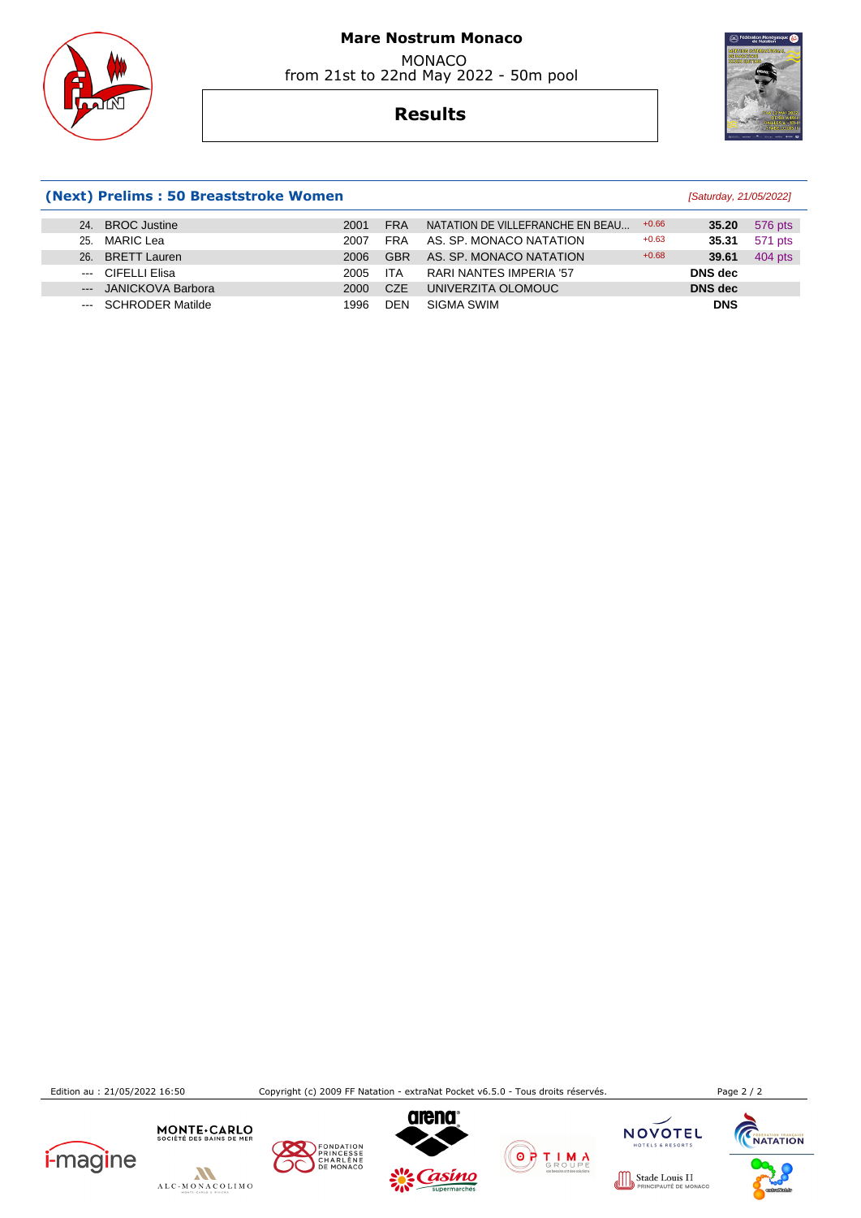**Mare Nostrum Monaco**

MONACO
from 21st to 22nd May 2022 - 50m pool

## Results

### (Next) Prelims : 50 Breaststroke Women

*[Saturday, 21/05/2022]*

| | | | | | | | |
|---|---|---|---|---|---|---|---|
| 24. | BROC Justine | 2001 | FRA | NATATION DE VILLEFRANCHE EN BEAU... | +0.66 | **35.20** | 576 pts |
| 25. | MARIC Lea | 2007 | FRA | AS. SP. MONACO NATATION | +0.63 | **35.31** | 571 pts |
| 26. | BRETT Lauren | 2006 | GBR | AS. SP. MONACO NATATION | +0.68 | **39.61** | 404 pts |
| --- | CIFELLI Elisa | 2005 | ITA | RARI NANTES IMPERIA '57 | | **DNS dec** | |
| --- | JANICKOVA Barbora | 2000 | CZE | UNIVERZITA OLOMOUC | | **DNS dec** | |
| --- | SCHRODER Matilde | 1996 | DEN | SIGMA SWIM | | **DNS** | |

Edition au : 21/05/2022 16:50 Copyright (c) 2009 FF Natation - extraNat Pocket v6.5.0 - Tous droits réservés.